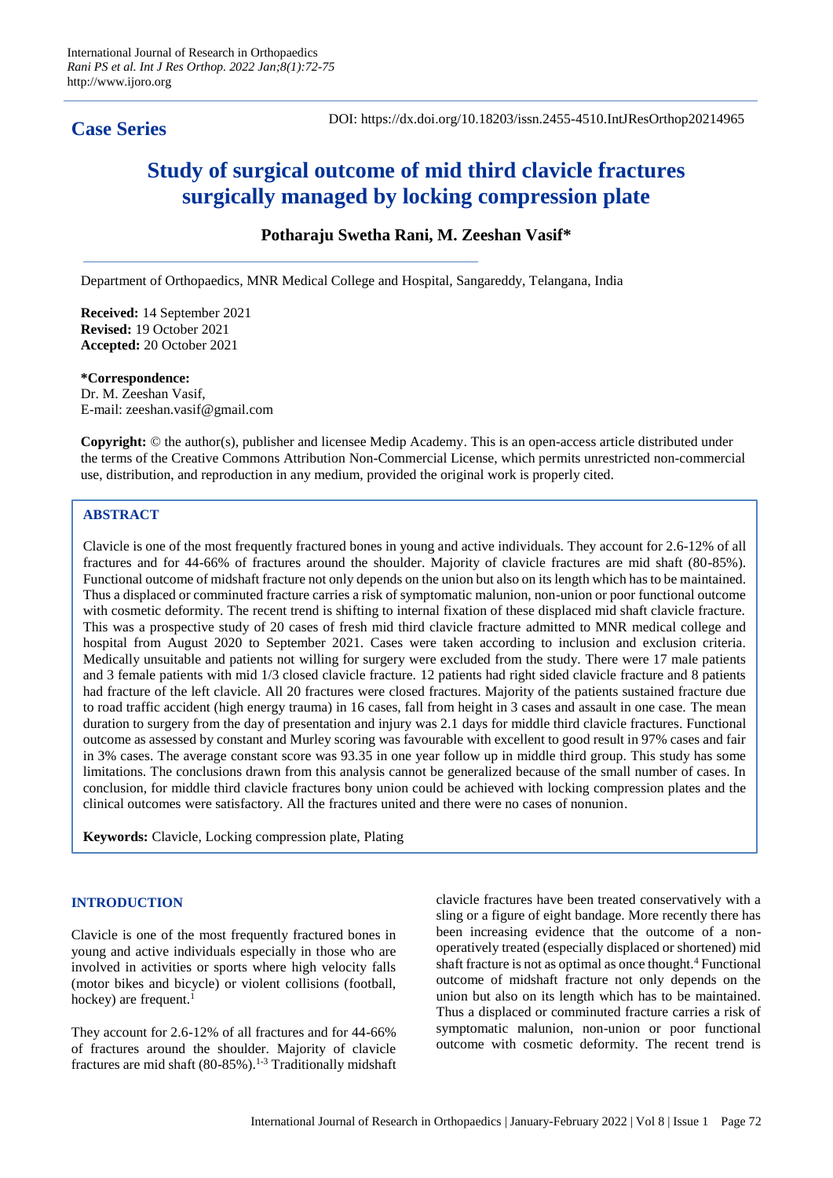**Case Series**

DOI: https://dx.doi.org/10.18203/issn.2455-4510.IntJResOrthop20214965

# Study of surgical outcome of mid third clavicle fractures surgically managed by locking compression plate

**Potharaju Swetha Rani, M. Zeeshan Vasif***

Department of Orthopaedics, MNR Medical College and Hospital, Sangareddy, Telangana, India

**Received:** 14 September 2021
**Revised:** 19 October 2021
**Accepted:** 20 October 2021

**\*Correspondence:**
Dr. M. Zeeshan Vasif,
E-mail: zeeshan.vasif@gmail.com

**Copyright:** © the author(s), publisher and licensee Medip Academy. This is an open-access article distributed under the terms of the Creative Commons Attribution Non-Commercial License, which permits unrestricted non-commercial use, distribution, and reproduction in any medium, provided the original work is properly cited.

## ABSTRACT

Clavicle is one of the most frequently fractured bones in young and active individuals. They account for 2.6-12% of all fractures and for 44-66% of fractures around the shoulder. Majority of clavicle fractures are mid shaft (80-85%). Functional outcome of midshaft fracture not only depends on the union but also on its length which has to be maintained. Thus a displaced or comminuted fracture carries a risk of symptomatic malunion, non-union or poor functional outcome with cosmetic deformity. The recent trend is shifting to internal fixation of these displaced mid shaft clavicle fracture. This was a prospective study of 20 cases of fresh mid third clavicle fracture admitted to MNR medical college and hospital from August 2020 to September 2021. Cases were taken according to inclusion and exclusion criteria. Medically unsuitable and patients not willing for surgery were excluded from the study. There were 17 male patients and 3 female patients with mid 1/3 closed clavicle fracture. 12 patients had right sided clavicle fracture and 8 patients had fracture of the left clavicle. All 20 fractures were closed fractures. Majority of the patients sustained fracture due to road traffic accident (high energy trauma) in 16 cases, fall from height in 3 cases and assault in one case. The mean duration to surgery from the day of presentation and injury was 2.1 days for middle third clavicle fractures. Functional outcome as assessed by constant and Murley scoring was favourable with excellent to good result in 97% cases and fair in 3% cases. The average constant score was 93.35 in one year follow up in middle third group. This study has some limitations. The conclusions drawn from this analysis cannot be generalized because of the small number of cases. In conclusion, for middle third clavicle fractures bony union could be achieved with locking compression plates and the clinical outcomes were satisfactory. All the fractures united and there were no cases of nonunion.

**Keywords:** Clavicle, Locking compression plate, Plating

## INTRODUCTION

Clavicle is one of the most frequently fractured bones in young and active individuals especially in those who are involved in activities or sports where high velocity falls (motor bikes and bicycle) or violent collisions (football, hockey) are frequent.[1]

They account for 2.6-12% of all fractures and for 44-66% of fractures around the shoulder. Majority of clavicle fractures are mid shaft (80-85%).[1-3] Traditionally midshaft clavicle fractures have been treated conservatively with a sling or a figure of eight bandage. More recently there has been increasing evidence that the outcome of a non-operatively treated (especially displaced or shortened) mid shaft fracture is not as optimal as once thought.[4] Functional outcome of midshaft fracture not only depends on the union but also on its length which has to be maintained. Thus a displaced or comminuted fracture carries a risk of symptomatic malunion, non-union or poor functional outcome with cosmetic deformity. The recent trend is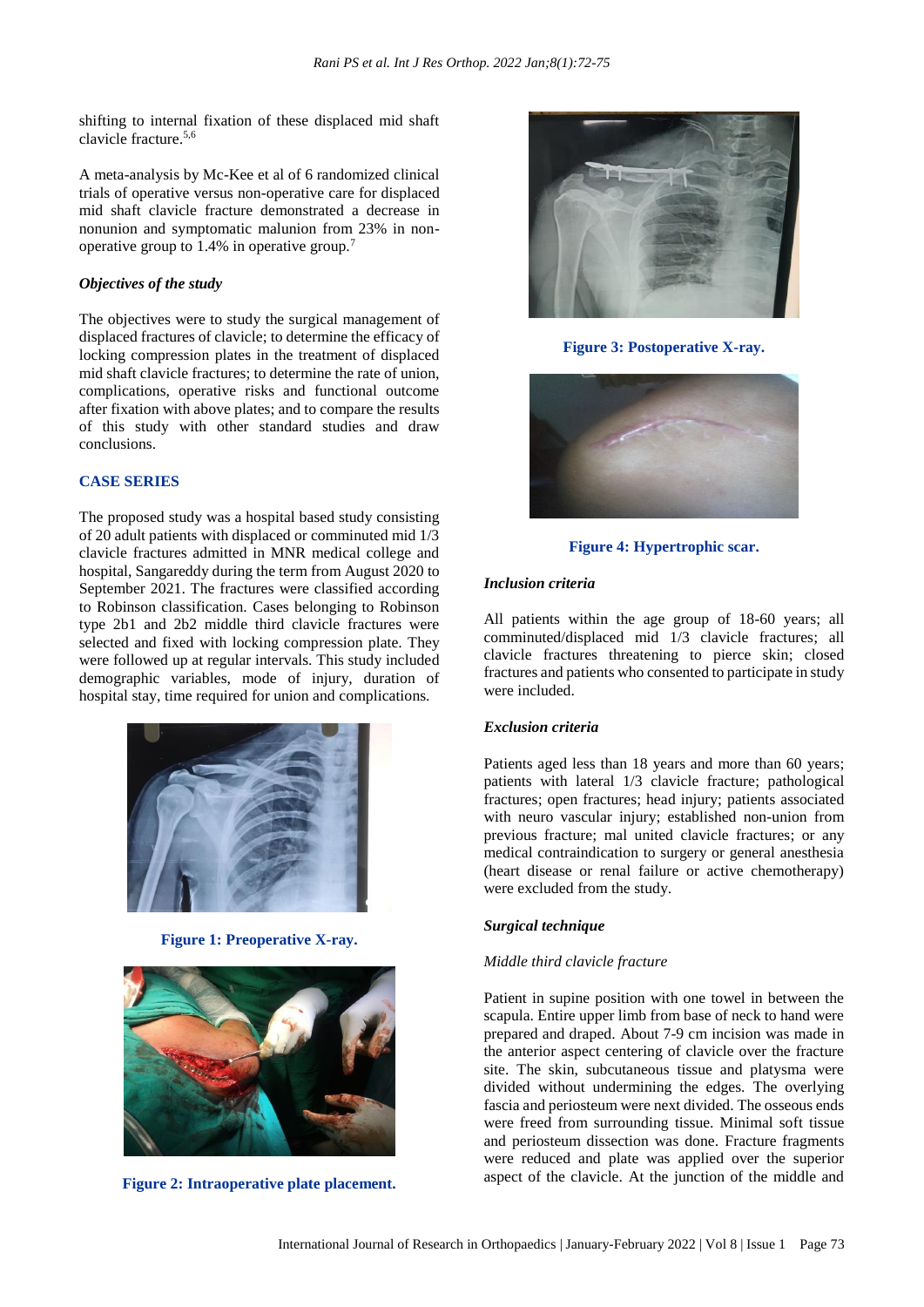shifting to internal fixation of these displaced mid shaft clavicle fracture.[5,6]

A meta-analysis by Mc-Kee et al of 6 randomized clinical trials of operative versus non-operative care for displaced mid shaft clavicle fracture demonstrated a decrease in nonunion and symptomatic malunion from 23% in non-operative group to 1.4% in operative group.[7]

### *Objectives of the study*

The objectives were to study the surgical management of displaced fractures of clavicle; to determine the efficacy of locking compression plates in the treatment of displaced mid shaft clavicle fractures; to determine the rate of union, complications, operative risks and functional outcome after fixation with above plates; and to compare the results of this study with other standard studies and draw conclusions.

## CASE SERIES

The proposed study was a hospital based study consisting of 20 adult patients with displaced or comminuted mid 1/3 clavicle fractures admitted in MNR medical college and hospital, Sangareddy during the term from August 2020 to September 2021. The fractures were classified according to Robinson classification. Cases belonging to Robinson type 2b1 and 2b2 middle third clavicle fractures were selected and fixed with locking compression plate. They were followed up at regular intervals. This study included demographic variables, mode of injury, duration of hospital stay, time required for union and complications.

**Figure 1: Preoperative X-ray.**

**Figure 2: Intraoperative plate placement.**

**Figure 3: Postoperative X-ray.**

**Figure 4: Hypertrophic scar.**

### *Inclusion criteria*

All patients within the age group of 18-60 years; all comminuted/displaced mid 1/3 clavicle fractures; all clavicle fractures threatening to pierce skin; closed fractures and patients who consented to participate in study were included.

### *Exclusion criteria*

Patients aged less than 18 years and more than 60 years; patients with lateral 1/3 clavicle fracture; pathological fractures; open fractures; head injury; patients associated with neuro vascular injury; established non-union from previous fracture; mal united clavicle fractures; or any medical contraindication to surgery or general anesthesia (heart disease or renal failure or active chemotherapy) were excluded from the study.

### *Surgical technique*

*Middle third clavicle fracture*

Patient in supine position with one towel in between the scapula. Entire upper limb from base of neck to hand were prepared and draped. About 7-9 cm incision was made in the anterior aspect centering of clavicle over the fracture site. The skin, subcutaneous tissue and platysma were divided without undermining the edges. The overlying fascia and periosteum were next divided. The osseous ends were freed from surrounding tissue. Minimal soft tissue and periosteum dissection was done. Fracture fragments were reduced and plate was applied over the superior aspect of the clavicle. At the junction of the middle and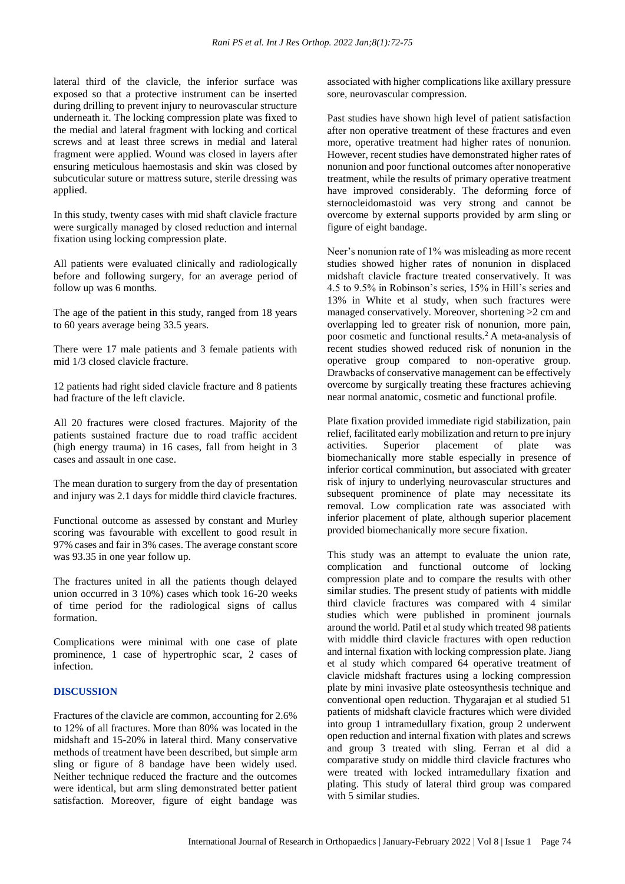lateral third of the clavicle, the inferior surface was exposed so that a protective instrument can be inserted during drilling to prevent injury to neurovascular structure underneath it. The locking compression plate was fixed to the medial and lateral fragment with locking and cortical screws and at least three screws in medial and lateral fragment were applied. Wound was closed in layers after ensuring meticulous haemostasis and skin was closed by subcuticular suture or mattress suture, sterile dressing was applied.

In this study, twenty cases with mid shaft clavicle fracture were surgically managed by closed reduction and internal fixation using locking compression plate.

All patients were evaluated clinically and radiologically before and following surgery, for an average period of follow up was 6 months.

The age of the patient in this study, ranged from 18 years to 60 years average being 33.5 years.

There were 17 male patients and 3 female patients with mid 1/3 closed clavicle fracture.

12 patients had right sided clavicle fracture and 8 patients had fracture of the left clavicle.

All 20 fractures were closed fractures. Majority of the patients sustained fracture due to road traffic accident (high energy trauma) in 16 cases, fall from height in 3 cases and assault in one case.

The mean duration to surgery from the day of presentation and injury was 2.1 days for middle third clavicle fractures.

Functional outcome as assessed by constant and Murley scoring was favourable with excellent to good result in 97% cases and fair in 3% cases. The average constant score was 93.35 in one year follow up.

The fractures united in all the patients though delayed union occurred in 3 10%) cases which took 16-20 weeks of time period for the radiological signs of callus formation.

Complications were minimal with one case of plate prominence, 1 case of hypertrophic scar, 2 cases of infection.

## DISCUSSION

Fractures of the clavicle are common, accounting for 2.6% to 12% of all fractures. More than 80% was located in the midshaft and 15-20% in lateral third. Many conservative methods of treatment have been described, but simple arm sling or figure of 8 bandage have been widely used. Neither technique reduced the fracture and the outcomes were identical, but arm sling demonstrated better patient satisfaction. Moreover, figure of eight bandage was associated with higher complications like axillary pressure sore, neurovascular compression.

Past studies have shown high level of patient satisfaction after non operative treatment of these fractures and even more, operative treatment had higher rates of nonunion. However, recent studies have demonstrated higher rates of nonunion and poor functional outcomes after nonoperative treatment, while the results of primary operative treatment have improved considerably. The deforming force of sternocleidomastoid was very strong and cannot be overcome by external supports provided by arm sling or figure of eight bandage.

Neer's nonunion rate of 1% was misleading as more recent studies showed higher rates of nonunion in displaced midshaft clavicle fracture treated conservatively. It was 4.5 to 9.5% in Robinson's series, 15% in Hill's series and 13% in White et al study, when such fractures were managed conservatively. Moreover, shortening >2 cm and overlapping led to greater risk of nonunion, more pain, poor cosmetic and functional results.[2] A meta-analysis of recent studies showed reduced risk of nonunion in the operative group compared to non-operative group. Drawbacks of conservative management can be effectively overcome by surgically treating these fractures achieving near normal anatomic, cosmetic and functional profile.

Plate fixation provided immediate rigid stabilization, pain relief, facilitated early mobilization and return to pre injury activities. Superior placement of plate was biomechanically more stable especially in presence of inferior cortical comminution, but associated with greater risk of injury to underlying neurovascular structures and subsequent prominence of plate may necessitate its removal. Low complication rate was associated with inferior placement of plate, although superior placement provided biomechanically more secure fixation.

This study was an attempt to evaluate the union rate, complication and functional outcome of locking compression plate and to compare the results with other similar studies. The present study of patients with middle third clavicle fractures was compared with 4 similar studies which were published in prominent journals around the world. Patil et al study which treated 98 patients with middle third clavicle fractures with open reduction and internal fixation with locking compression plate. Jiang et al study which compared 64 operative treatment of clavicle midshaft fractures using a locking compression plate by mini invasive plate osteosynthesis technique and conventional open reduction. Thygarajan et al studied 51 patients of midshaft clavicle fractures which were divided into group 1 intramedullary fixation, group 2 underwent open reduction and internal fixation with plates and screws and group 3 treated with sling. Ferran et al did a comparative study on middle third clavicle fractures who were treated with locked intramedullary fixation and plating. This study of lateral third group was compared with 5 similar studies.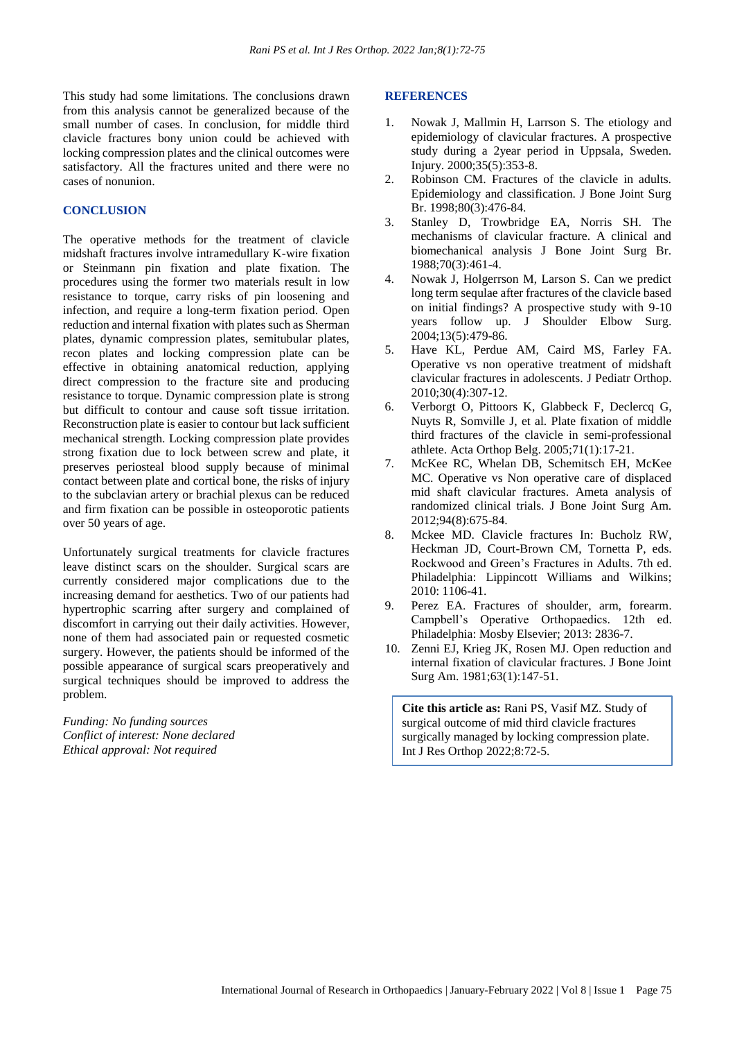This study had some limitations. The conclusions drawn from this analysis cannot be generalized because of the small number of cases. In conclusion, for middle third clavicle fractures bony union could be achieved with locking compression plates and the clinical outcomes were satisfactory. All the fractures united and there were no cases of nonunion.

## CONCLUSION

The operative methods for the treatment of clavicle midshaft fractures involve intramedullary K-wire fixation or Steinmann pin fixation and plate fixation. The procedures using the former two materials result in low resistance to torque, carry risks of pin loosening and infection, and require a long-term fixation period. Open reduction and internal fixation with plates such as Sherman plates, dynamic compression plates, semitubular plates, recon plates and locking compression plate can be effective in obtaining anatomical reduction, applying direct compression to the fracture site and producing resistance to torque. Dynamic compression plate is strong but difficult to contour and cause soft tissue irritation. Reconstruction plate is easier to contour but lack sufficient mechanical strength. Locking compression plate provides strong fixation due to lock between screw and plate, it preserves periosteal blood supply because of minimal contact between plate and cortical bone, the risks of injury to the subclavian artery or brachial plexus can be reduced and firm fixation can be possible in osteoporotic patients over 50 years of age.

Unfortunately surgical treatments for clavicle fractures leave distinct scars on the shoulder. Surgical scars are currently considered major complications due to the increasing demand for aesthetics. Two of our patients had hypertrophic scarring after surgery and complained of discomfort in carrying out their daily activities. However, none of them had associated pain or requested cosmetic surgery. However, the patients should be informed of the possible appearance of surgical scars preoperatively and surgical techniques should be improved to address the problem.

*Funding: No funding sources*
*Conflict of interest: None declared*
*Ethical approval: Not required*

## REFERENCES

1. Nowak J, Mallmin H, Larrson S. The etiology and epidemiology of clavicular fractures. A prospective study during a 2year period in Uppsala, Sweden. Injury. 2000;35(5):353-8.
2. Robinson CM. Fractures of the clavicle in adults. Epidemiology and classification. J Bone Joint Surg Br. 1998;80(3):476-84.
3. Stanley D, Trowbridge EA, Norris SH. The mechanisms of clavicular fracture. A clinical and biomechanical analysis J Bone Joint Surg Br. 1988;70(3):461-4.
4. Nowak J, Holgerrson M, Larson S. Can we predict long term sequlae after fractures of the clavicle based on initial findings? A prospective study with 9-10 years follow up. J Shoulder Elbow Surg. 2004;13(5):479-86.
5. Have KL, Perdue AM, Caird MS, Farley FA. Operative vs non operative treatment of midshaft clavicular fractures in adolescents. J Pediatr Orthop. 2010;30(4):307-12.
6. Verborgt O, Pittoors K, Glabbeck F, Declercq G, Nuyts R, Somville J, et al. Plate fixation of middle third fractures of the clavicle in semi-professional athlete. Acta Orthop Belg. 2005;71(1):17-21.
7. McKee RC, Whelan DB, Schemitsch EH, McKee MC. Operative vs Non operative care of displaced mid shaft clavicular fractures. Ameta analysis of randomized clinical trials. J Bone Joint Surg Am. 2012;94(8):675-84.
8. Mckee MD. Clavicle fractures In: Bucholz RW, Heckman JD, Court-Brown CM, Tornetta P, eds. Rockwood and Green's Fractures in Adults. 7th ed. Philadelphia: Lippincott Williams and Wilkins; 2010: 1106-41.
9. Perez EA. Fractures of shoulder, arm, forearm. Campbell's Operative Orthopaedics. 12th ed. Philadelphia: Mosby Elsevier; 2013: 2836-7.
10. Zenni EJ, Krieg JK, Rosen MJ. Open reduction and internal fixation of clavicular fractures. J Bone Joint Surg Am. 1981;63(1):147-51.

**Cite this article as:** Rani PS, Vasif MZ. Study of surgical outcome of mid third clavicle fractures surgically managed by locking compression plate. Int J Res Orthop 2022;8:72-5.